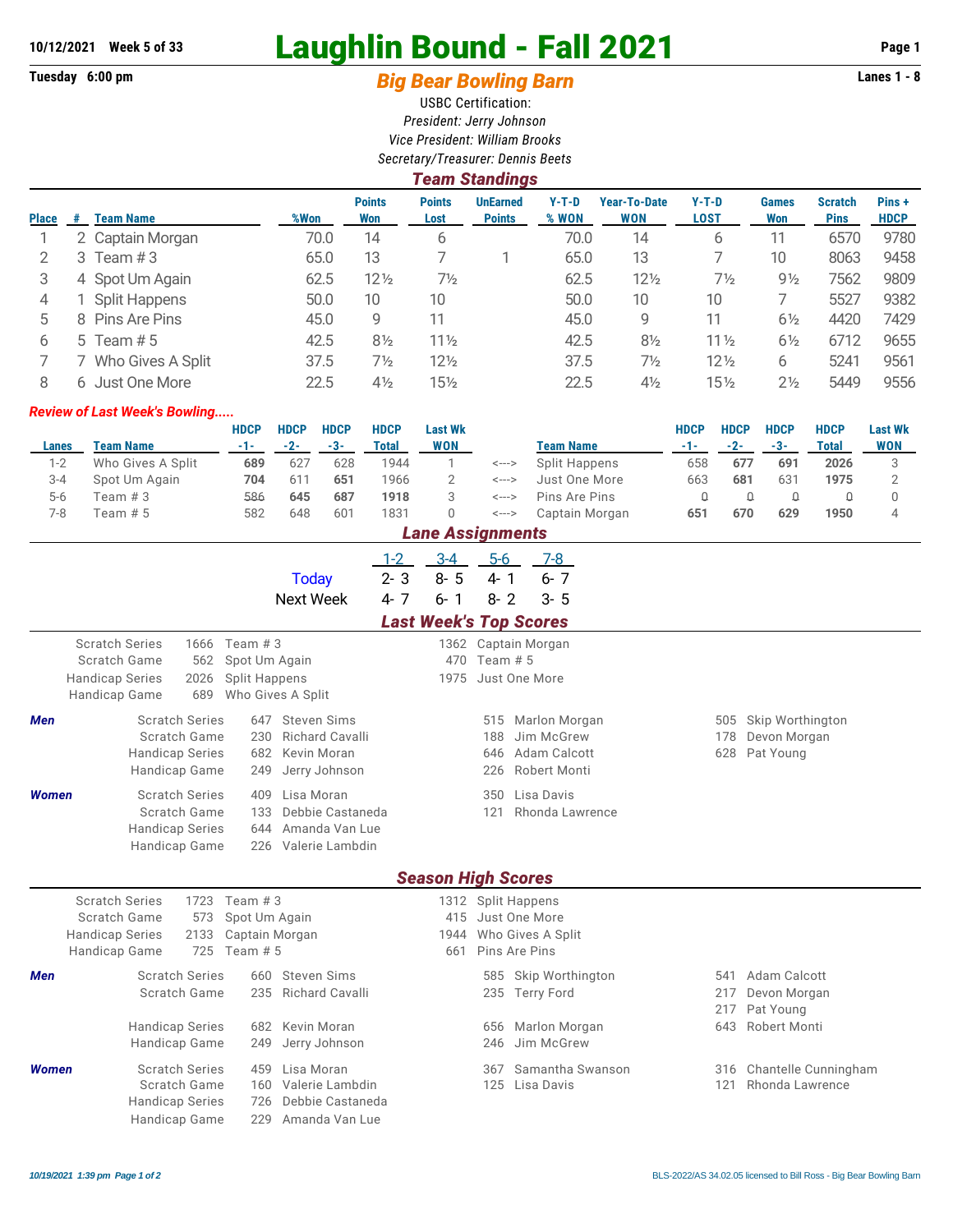10/12/2021 Week 5 of 33

# Laughlin Bound - Fall 2021

Tuesday 6:00 pm

## Big Bear Bowling Barn

Lanes 1 - 8

USBC Certification:
*President: Jerry Johnson*
*Vice President: William Brooks*
*Secretary/Treasurer: Dennis Beets*

### Team Standings

| Place | # | Team Name | %Won | Points Won | Points Lost | UnEarned Points | Y-T-D % WON | Year-To-Date WON | Y-T-D LOST | Games Won | Scratch Pins | Pins + HDCP |
|---|---|---|---|---|---|---|---|---|---|---|---|---|
| 1 | 2 | Captain Morgan | 70.0 | 14 | 6 | | 70.0 | 14 | 6 | 11 | 6570 | 9780 |
| 2 | 3 | Team # 3 | 65.0 | 13 | 7 | 1 | 65.0 | 13 | 7 | 10 | 8063 | 9458 |
| 3 | 4 | Spot Um Again | 62.5 | 12½ | 7½ | | 62.5 | 12½ | 7½ | 9½ | 7562 | 9809 |
| 4 | 1 | Split Happens | 50.0 | 10 | 10 | | 50.0 | 10 | 10 | 7 | 5527 | 9382 |
| 5 | 8 | Pins Are Pins | 45.0 | 9 | 11 | | 45.0 | 9 | 11 | 6½ | 4420 | 7429 |
| 6 | 5 | Team # 5 | 42.5 | 8½ | 11½ | | 42.5 | 8½ | 11½ | 6½ | 6712 | 9655 |
| 7 | 7 | Who Gives A Split | 37.5 | 7½ | 12½ | | 37.5 | 7½ | 12½ | 6 | 5241 | 9561 |
| 8 | 6 | Just One More | 22.5 | 4½ | 15½ | | 22.5 | 4½ | 15½ | 2½ | 5449 | 9556 |

***Review of Last Week's Bowling.....***

| Lanes | Team Name | HDCP -1- | HDCP -2- | HDCP -3- | HDCP Total | Last Wk WON | | Team Name | HDCP -1- | HDCP -2- | HDCP -3- | HDCP Total | Last Wk WON |
|---|---|---|---|---|---|---|---|---|---|---|---|---|---|
| 1-2 | Who Gives A Split | **689** | 627 | 628 | 1944 | 1 | <---> | Split Happens | 658 | **677** | **691** | **2026** | 3 |
| 3-4 | Spot Um Again | **704** | 611 | **651** | 1966 | 2 | <---> | Just One More | 663 | **681** | 631 | **1975** | 2 |
| 5-6 | Team # 3 | 586 | **645** | **687** | **1918** | 3 | <---> | Pins Are Pins | 0 | 0 | 0 | 0 | 0 |
| 7-8 | Team # 5 | 582 | 648 | 601 | 1831 | 0 | <---> | Captain Morgan | **651** | **670** | **629** | **1950** | 4 |

### Lane Assignments

| | 1-2 | 3-4 | 5-6 | 7-8 |
|---|---|---|---|---|
| Today | 2- 3 | 8- 5 | 4- 1 | 6- 7 |
| Next Week | 4- 7 | 6- 1 | 8- 2 | 3- 5 |

### Last Week's Top Scores

| | | | | |
|---|---|---|---|---|
| Scratch Series | 1666 | Team # 3 | 1362 | Captain Morgan |
| Scratch Game | 562 | Spot Um Again | 470 | Team # 5 |
| Handicap Series | 2026 | Split Happens | 1975 | Just One More |
| Handicap Game | 689 | Who Gives A Split | | |

***Men***

| | | | | | | |
|---|---|---|---|---|---|---|
| Scratch Series | 647 | Steven Sims | 515 | Marlon Morgan | 505 | Skip Worthington |
| Scratch Game | 230 | Richard Cavalli | 188 | Jim McGrew | 178 | Devon Morgan |
| Handicap Series | 682 | Kevin Moran | 646 | Adam Calcott | 628 | Pat Young |
| Handicap Game | 249 | Jerry Johnson | 226 | Robert Monti | | |

***Women***

| | | | | |
|---|---|---|---|---|
| Scratch Series | 409 | Lisa Moran | 350 | Lisa Davis |
| Scratch Game | 133 | Debbie Castaneda | 121 | Rhonda Lawrence |
| Handicap Series | 644 | Amanda Van Lue | | |
| Handicap Game | 226 | Valerie Lambdin | | |

### Season High Scores

| | | | | |
|---|---|---|---|---|
| Scratch Series | 1723 | Team # 3 | 1312 | Split Happens |
| Scratch Game | 573 | Spot Um Again | 415 | Just One More |
| Handicap Series | 2133 | Captain Morgan | 1944 | Who Gives A Split |
| Handicap Game | 725 | Team # 5 | 661 | Pins Are Pins |

***Men***

| | | | | | | |
|---|---|---|---|---|---|---|
| Scratch Series | 660 | Steven Sims | 585 | Skip Worthington | 541 | Adam Calcott |
| Scratch Game | 235 | Richard Cavalli | 235 | Terry Ford | 217 | Devon Morgan |
| | | | | | 217 | Pat Young |
| Handicap Series | 682 | Kevin Moran | 656 | Marlon Morgan | 643 | Robert Monti |
| Handicap Game | 249 | Jerry Johnson | 246 | Jim McGrew | | |

***Women***

| | | | | | | |
|---|---|---|---|---|---|---|
| Scratch Series | 459 | Lisa Moran | 367 | Samantha Swanson | 316 | Chantelle Cunningham |
| Scratch Game | 160 | Valerie Lambdin | 125 | Lisa Davis | 121 | Rhonda Lawrence |
| Handicap Series | 726 | Debbie Castaneda | | | | |
| Handicap Game | 229 | Amanda Van Lue | | | | |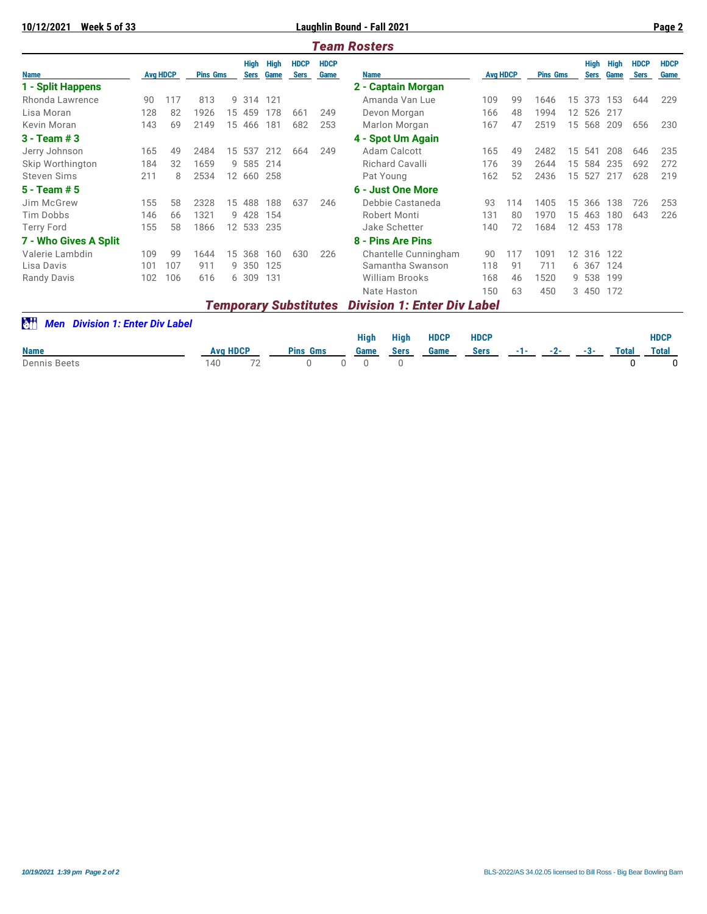## Team Rosters

| Name | Avg | HDCP | Pins | Gms | High Sers | High Game | HDCP Sers | HDCP Game |
|---|---|---|---|---|---|---|---|---|
| **1 - Split Happens** | | | | | | | | |
| Rhonda Lawrence | 90 | 117 | 813 | 9 | 314 | 121 | | |
| Lisa Moran | 128 | 82 | 1926 | 15 | 459 | 178 | 661 | 249 |
| Kevin Moran | 143 | 69 | 2149 | 15 | 466 | 181 | 682 | 253 |
| **3 - Team # 3** | | | | | | | | |
| Jerry Johnson | 165 | 49 | 2484 | 15 | 537 | 212 | 664 | 249 |
| Skip Worthington | 184 | 32 | 1659 | 9 | 585 | 214 | | |
| Steven Sims | 211 | 8 | 2534 | 12 | 660 | 258 | | |
| **5 - Team # 5** | | | | | | | | |
| Jim McGrew | 155 | 58 | 2328 | 15 | 488 | 188 | 637 | 246 |
| Tim Dobbs | 146 | 66 | 1321 | 9 | 428 | 154 | | |
| Terry Ford | 155 | 58 | 1866 | 12 | 533 | 235 | | |
| **7 - Who Gives A Split** | | | | | | | | |
| Valerie Lambdin | 109 | 99 | 1644 | 15 | 368 | 160 | 630 | 226 |
| Lisa Davis | 101 | 107 | 911 | 9 | 350 | 125 | | |
| Randy Davis | 102 | 106 | 616 | 6 | 309 | 131 | | |
| **2 - Captain Morgan** | | | | | | | | |
| Amanda Van Lue | 109 | 99 | 1646 | 15 | 373 | 153 | 644 | 229 |
| Devon Morgan | 166 | 48 | 1994 | 12 | 526 | 217 | | |
| Marlon Morgan | 167 | 47 | 2519 | 15 | 568 | 209 | 656 | 230 |
| **4 - Spot Um Again** | | | | | | | | |
| Adam Calcott | 165 | 49 | 2482 | 15 | 541 | 208 | 646 | 235 |
| Richard Cavalli | 176 | 39 | 2644 | 15 | 584 | 235 | 692 | 272 |
| Pat Young | 162 | 52 | 2436 | 15 | 527 | 217 | 628 | 219 |
| **6 - Just One More** | | | | | | | | |
| Debbie Castaneda | 93 | 114 | 1405 | 15 | 366 | 138 | 726 | 253 |
| Robert Monti | 131 | 80 | 1970 | 15 | 463 | 180 | 643 | 226 |
| Jake Schetter | 140 | 72 | 1684 | 12 | 453 | 178 | | |
| **8 - Pins Are Pins** | | | | | | | | |
| Chantelle Cunningham | 90 | 117 | 1091 | 12 | 316 | 122 | | |
| Samantha Swanson | 118 | 91 | 711 | 6 | 367 | 124 | | |
| William Brooks | 168 | 46 | 1520 | 9 | 538 | 199 | | |
| Nate Haston | 150 | 63 | 450 | 3 | 450 | 172 | | |

## Temporary Substitutes Division 1: Enter Div Label

### Men Division 1: Enter Div Label

| Name | Avg | HDCP | Pins | Gms | High Game | High Sers | HDCP Game | HDCP Sers | -1- | -2- | -3- | Total | HDCP Total |
|---|---|---|---|---|---|---|---|---|---|---|---|---|---|
| Dennis Beets | 140 | 72 | 0 | 0 | 0 | 0 | | | | | | 0 | 0 |